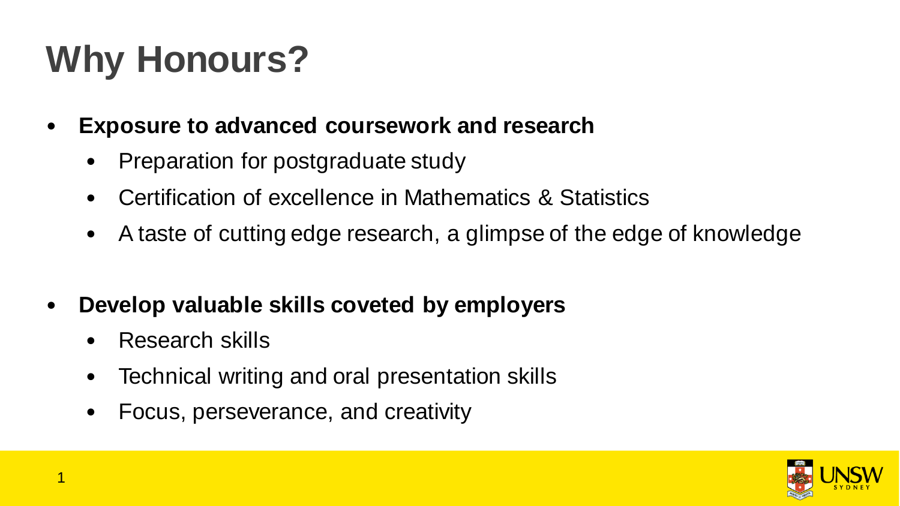# Why Honours?

- **Exposure to advanced coursework and research**
  - Preparation for postgraduate study
  - Certification of excellence in Mathematics & Statistics
  - A taste of cutting edge research, a glimpse of the edge of knowledge

- **Develop valuable skills coveted by employers**
  - Research skills
  - Technical writing and oral presentation skills
  - Focus, perseverance, and creativity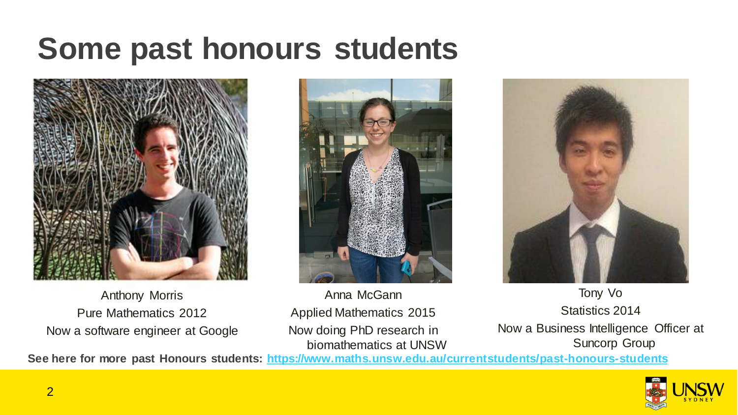# Some past honours students

Anthony Morris
Pure Mathematics 2012
Now a software engineer at Google

Anna McGann
Applied Mathematics 2015
Now doing PhD research in biomathematics at UNSW

Tony Vo
Statistics 2014
Now a Business Intelligence Officer at Suncorp Group

**See here for more past Honours students: [https://www.maths.unsw.edu.au/currentstudents/past-honours-students](https://www.maths.unsw.edu.au/currentstudents/past-honours-students)**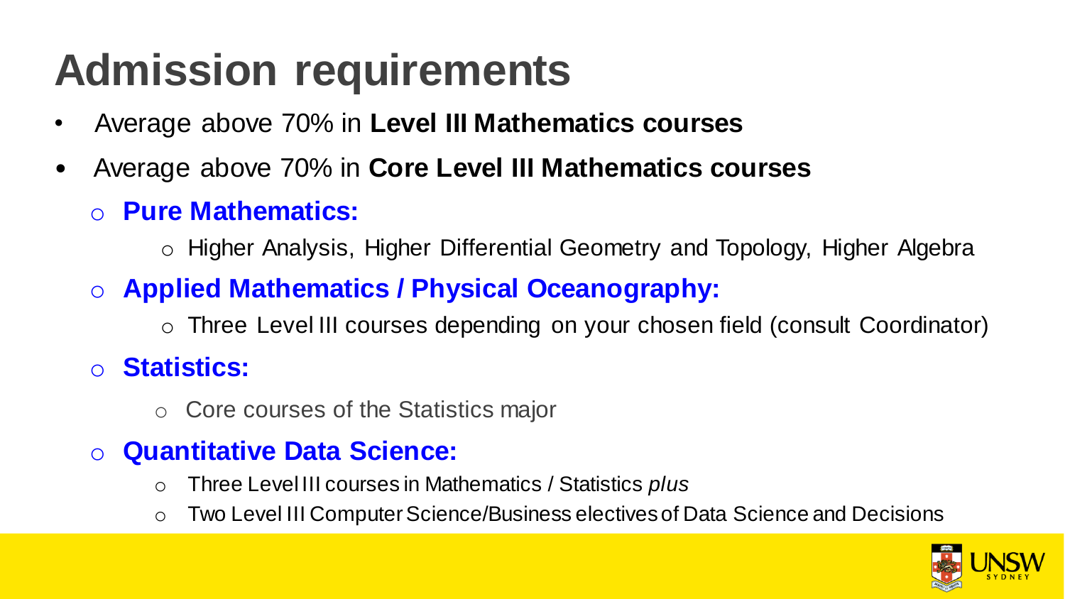# Admission requirements

- Average above 70% in **Level III Mathematics courses**
- Average above 70% in **Core Level III Mathematics courses**
  - **Pure Mathematics:**
    - Higher Analysis, Higher Differential Geometry and Topology, Higher Algebra
  - **Applied Mathematics / Physical Oceanography:**
    - Three Level III courses depending on your chosen field (consult Coordinator)
  - **Statistics:**
    - Core courses of the Statistics major
  - **Quantitative Data Science:**
    - Three Level III courses in Mathematics / Statistics *plus*
    - Two Level III Computer Science/Business electives of Data Science and Decisions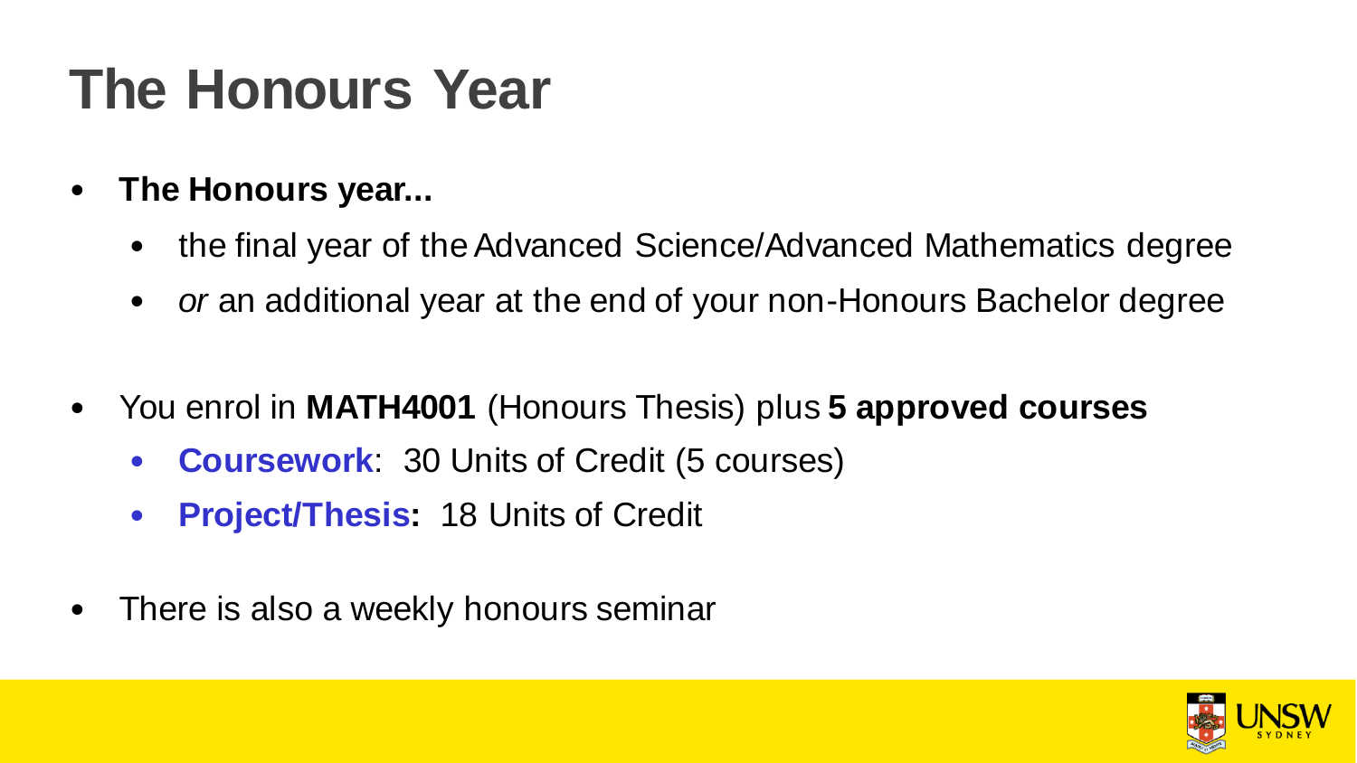# The Honours Year

- **The Honours year...**
  - the final year of the Advanced Science/Advanced Mathematics degree
  - *or* an additional year at the end of your non-Honours Bachelor degree

- You enrol in **MATH4001** (Honours Thesis) plus **5 approved courses**
  - **Coursework**: 30 Units of Credit (5 courses)
  - **Project/Thesis:** 18 Units of Credit

- There is also a weekly honours seminar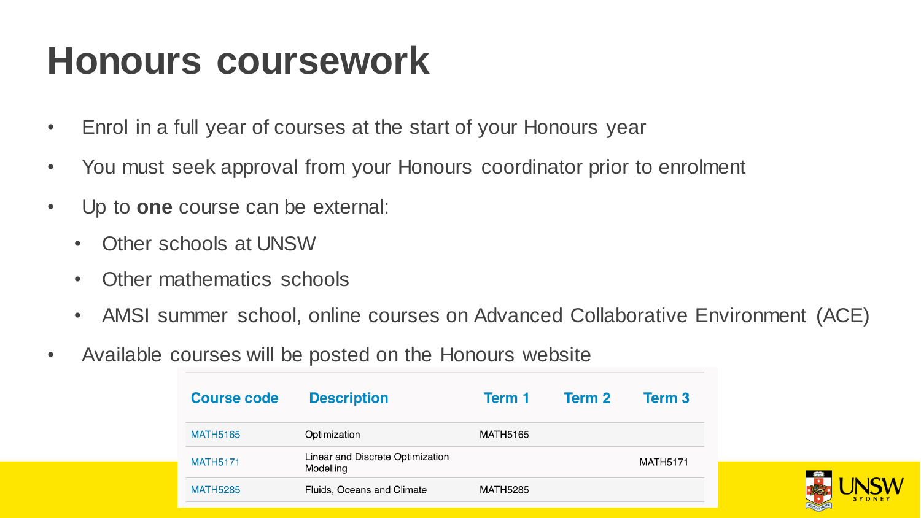# Honours coursework

- Enrol in a full year of courses at the start of your Honours year
- You must seek approval from your Honours coordinator prior to enrolment
- Up to **one** course can be external:
  - Other schools at UNSW
  - Other mathematics schools
  - AMSI summer school, online courses on Advanced Collaborative Environment (ACE)
- Available courses will be posted on the Honours website

| Course code | Description | Term 1 | Term 2 | Term 3 |
|---|---|---|---|---|
| MATH5165 | Optimization | MATH5165 | | |
| MATH5171 | Linear and Discrete Optimization Modelling | | | MATH5171 |
| MATH5285 | Fluids, Oceans and Climate | MATH5285 | | |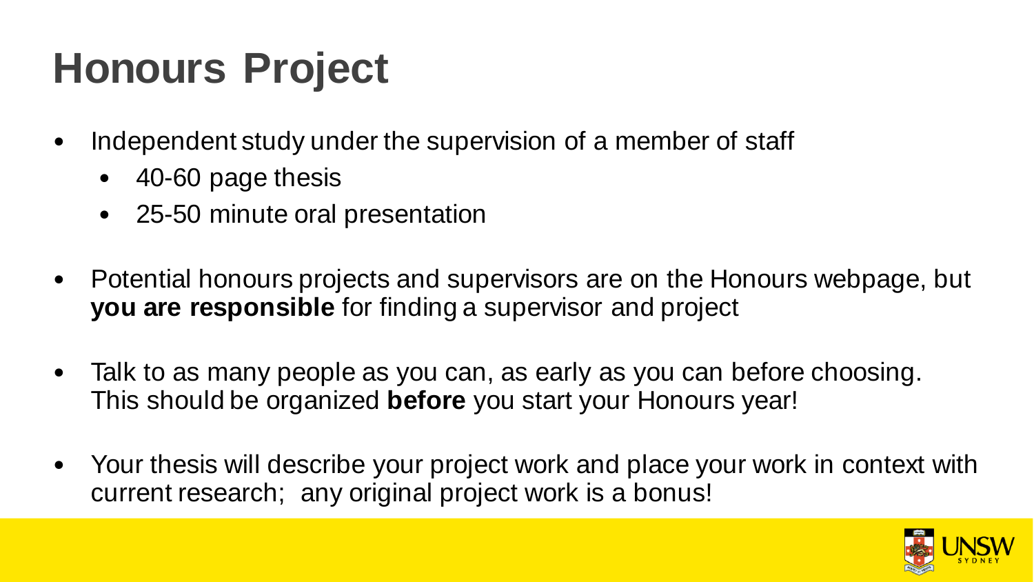# Honours Project

- Independent study under the supervision of a member of staff
  - 40-60 page thesis
  - 25-50 minute oral presentation
- Potential honours projects and supervisors are on the Honours webpage, but **you are responsible** for finding a supervisor and project
- Talk to as many people as you can, as early as you can before choosing. This should be organized **before** you start your Honours year!
- Your thesis will describe your project work and place your work in context with current research; any original project work is a bonus!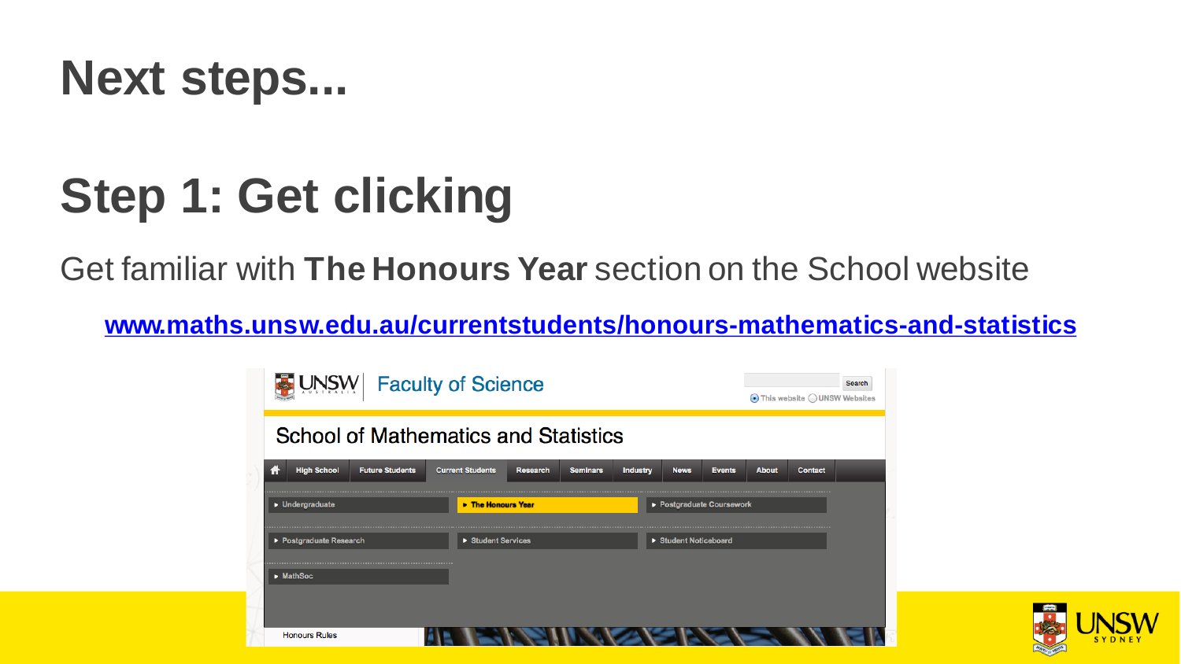# Next steps...

# Step 1: Get clicking

Get familiar with **The Honours Year** section on the School website

**www.maths.unsw.edu.au/currentstudents/honours-mathematics-and-statistics**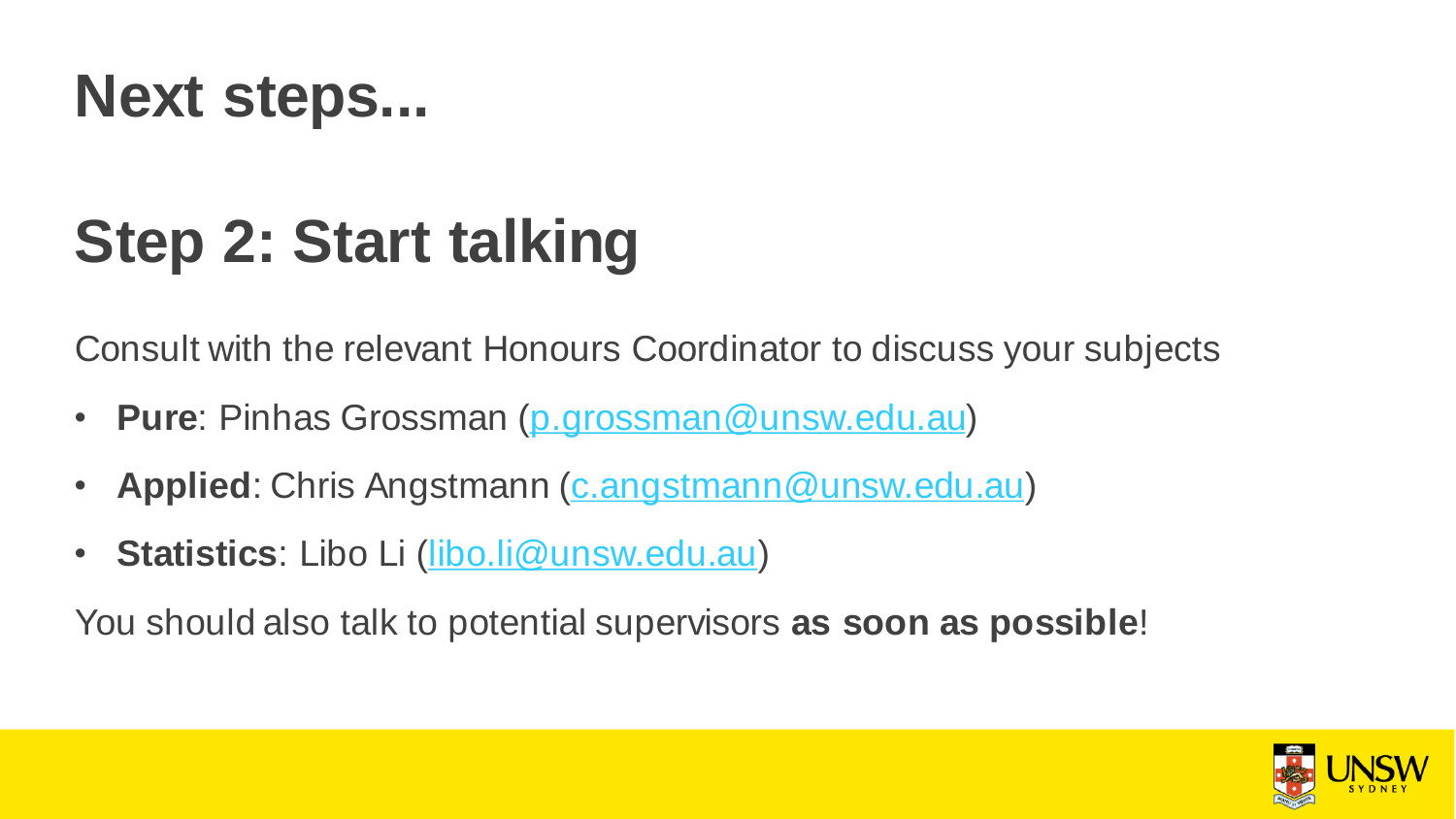# Next steps...

# Step 2: Start talking

Consult with the relevant Honours Coordinator to discuss your subjects

- **Pure**: Pinhas Grossman (p.grossman@unsw.edu.au)
- **Applied**: Chris Angstmann (c.angstmann@unsw.edu.au)
- **Statistics**: Libo Li (libo.li@unsw.edu.au)

You should also talk to potential supervisors **as soon as possible**!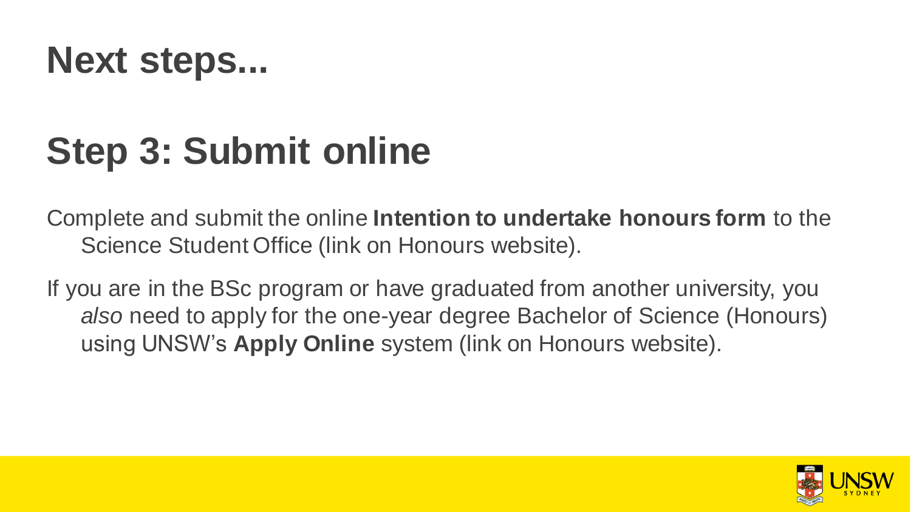# Next steps...

## Step 3: Submit online

Complete and submit the online **Intention to undertake honours form** to the Science Student Office (link on Honours website).

If you are in the BSc program or have graduated from another university, you *also* need to apply for the one-year degree Bachelor of Science (Honours) using UNSW's **Apply Online** system (link on Honours website).